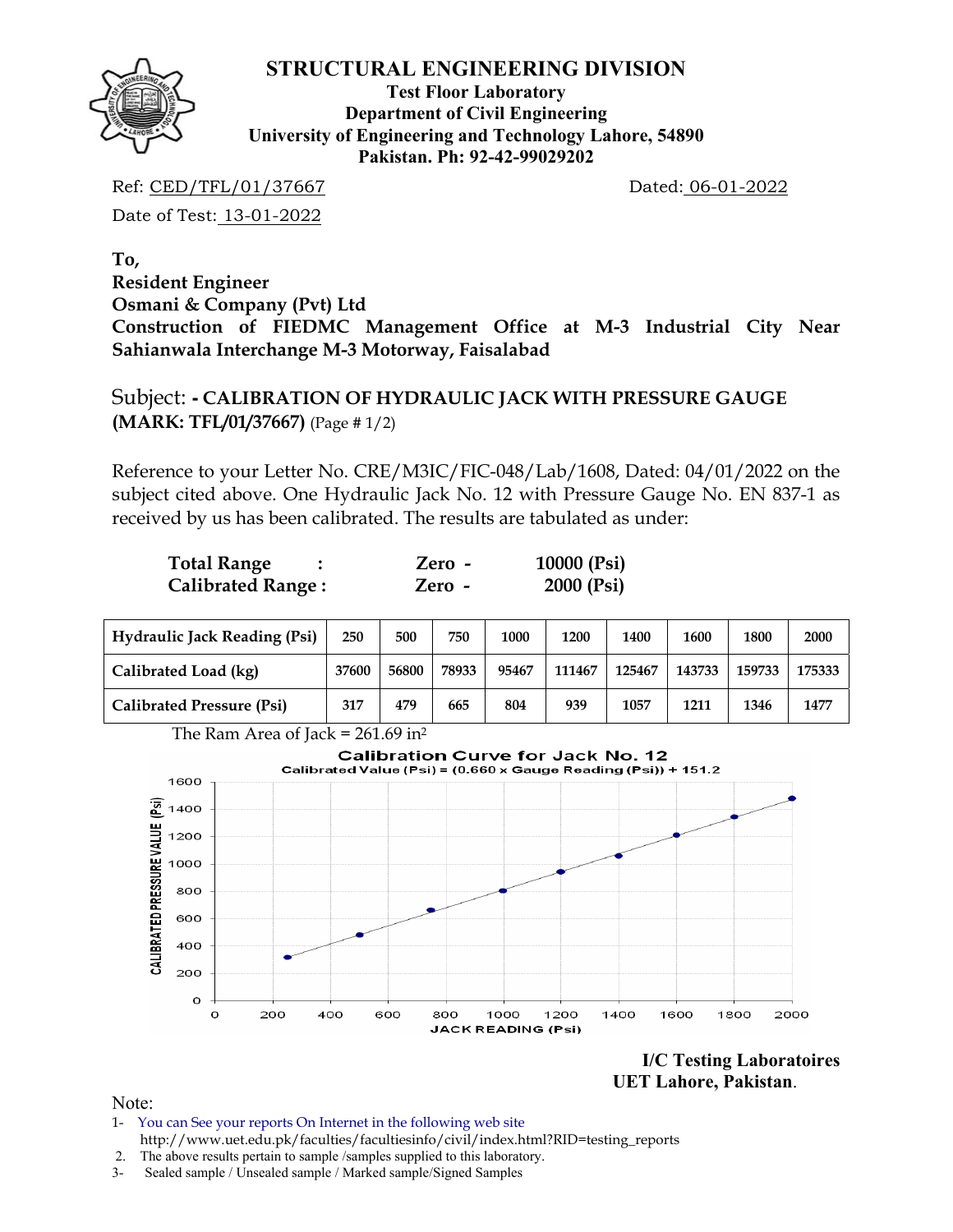# STRUCTURAL ENGINEERING DIVISION

**Test Floor Laboratory**
**Department of Civil Engineering**
**University of Engineering and Technology Lahore, 54890**
**Pakistan. Ph: 92-42-99029202**

Ref: CED/TFL/01/37667 Dated: 06-01-2022

Date of Test: 13-01-2022

**To,**
**Resident Engineer**
**Osmani & Company (Pvt) Ltd**
**Construction of FIEDMC Management Office at M-3 Industrial City Near Sahianwala Interchange M-3 Motorway, Faisalabad**

Subject: **- CALIBRATION OF HYDRAULIC JACK WITH PRESSURE GAUGE (MARK: TFL/01/37667)** (Page # 1/2)

Reference to your Letter No. CRE/M3IC/FIC-048/Lab/1608, Dated: 04/01/2022 on the subject cited above. One Hydraulic Jack No. 12 with Pressure Gauge No. EN 837-1 as received by us has been calibrated. The results are tabulated as under:

| | | |
|---|---|---|
| **Total Range :** | **Zero -** | **10000 (Psi)** |
| **Calibrated Range :** | **Zero -** | **2000 (Psi)** |

| **Hydraulic Jack Reading (Psi)** | **250** | **500** | **750** | **1000** | **1200** | **1400** | **1600** | **1800** | **2000** |
|---|---|---|---|---|---|---|---|---|---|
| **Calibrated Load (kg)** | **37600** | **56800** | **78933** | **95467** | **111467** | **125467** | **143733** | **159733** | **175333** |
| **Calibrated Pressure (Psi)** | **317** | **479** | **665** | **804** | **939** | **1057** | **1211** | **1346** | **1477** |

The Ram Area of Jack = 261.69 $in^2$

**Calibration Curve for Jack No. 12**
**Calibrated Value (Psi) = (0.660 x Gauge Reading (Psi)) + 151.2**

**I/C Testing Laboratoires**
**UET Lahore, Pakistan**.

Note:

1. You can See your reports On Internet in the following web site http://www.uet.edu.pk/faculties/facultiesinfo/civil/index.html?RID=testing_reports
2. The above results pertain to sample /samples supplied to this laboratory.
3. Sealed sample / Unsealed sample / Marked sample/Signed Samples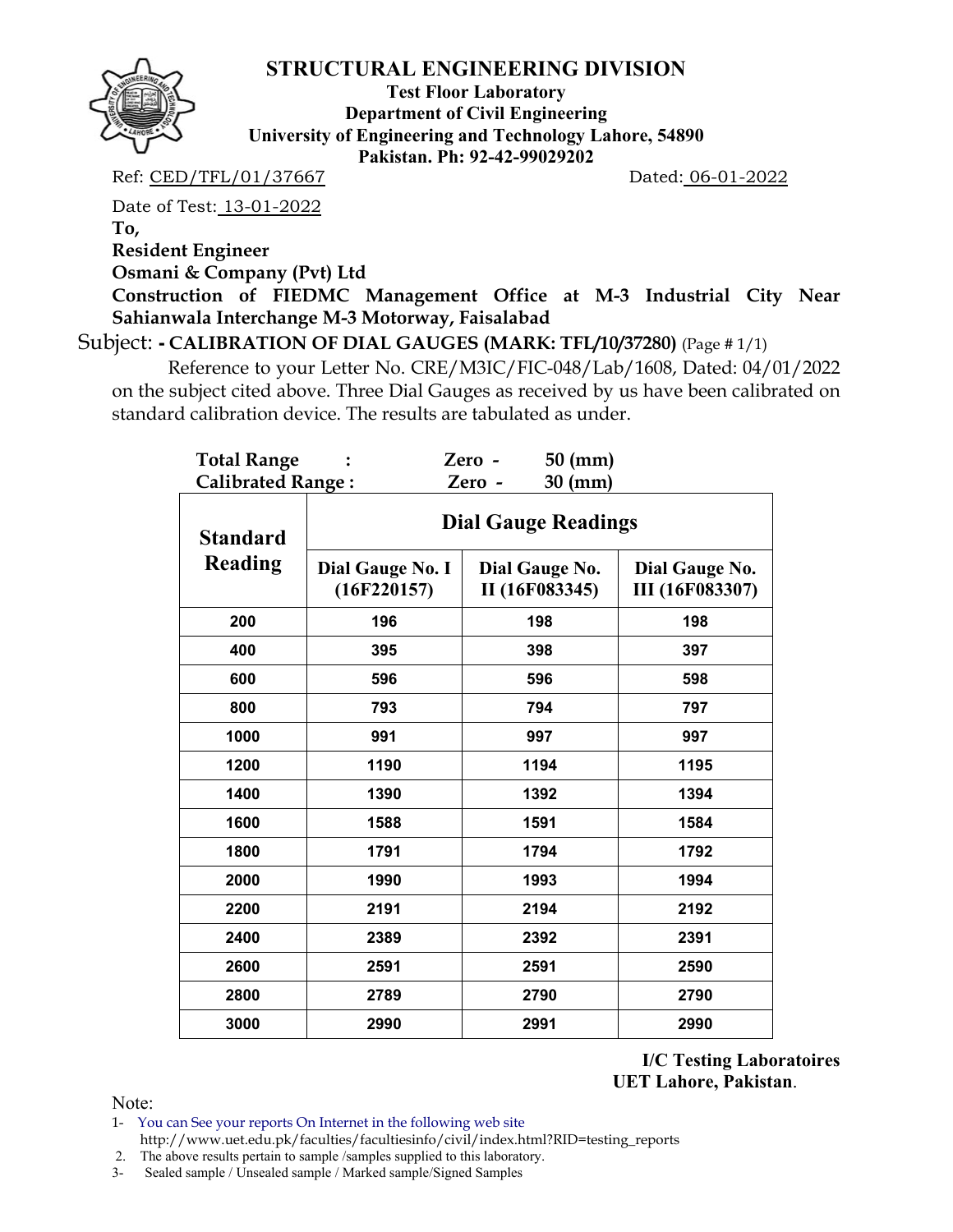# STRUCTURAL ENGINEERING DIVISION

**Test Floor Laboratory**
**Department of Civil Engineering**
**University of Engineering and Technology Lahore, 54890**
**Pakistan. Ph: 92-42-99029202**

Ref: CED/TFL/01/37667 Dated: 06-01-2022

Date of Test: 13-01-2022

**To,**

**Resident Engineer**

**Osmani & Company (Pvt) Ltd**

**Construction of FIEDMC Management Office at M-3 Industrial City Near Sahianwala Interchange M-3 Motorway, Faisalabad**

Subject: **- CALIBRATION OF DIAL GAUGES (MARK: TFL/10/37280)** (Page # 1/1)

Reference to your Letter No. CRE/M3IC/FIC-048/Lab/1608, Dated: 04/01/2022 on the subject cited above. Three Dial Gauges as received by us have been calibrated on standard calibration device. The results are tabulated as under.

**Total Range : Zero - 50 (mm)**
**Calibrated Range : Zero - 30 (mm)**

| Standard Reading | Dial Gauge Readings | | |
|---|---|---|---|
| | Dial Gauge No. I (16F220157) | Dial Gauge No. II (16F083345) | Dial Gauge No. III (16F083307) |
| 200 | 196 | 198 | 198 |
| 400 | 395 | 398 | 397 |
| 600 | 596 | 596 | 598 |
| 800 | 793 | 794 | 797 |
| 1000 | 991 | 997 | 997 |
| 1200 | 1190 | 1194 | 1195 |
| 1400 | 1390 | 1392 | 1394 |
| 1600 | 1588 | 1591 | 1584 |
| 1800 | 1791 | 1794 | 1792 |
| 2000 | 1990 | 1993 | 1994 |
| 2200 | 2191 | 2194 | 2192 |
| 2400 | 2389 | 2392 | 2391 |
| 2600 | 2591 | 2591 | 2590 |
| 2800 | 2789 | 2790 | 2790 |
| 3000 | 2990 | 2991 | 2990 |

**I/C Testing Laboratoires**
**UET Lahore, Pakistan**.

Note:

1- You can See your reports On Internet in the following web site
http://www.uet.edu.pk/faculties/facultiesinfo/civil/index.html?RID=testing_reports

2. The above results pertain to sample /samples supplied to this laboratory.

3- Sealed sample / Unsealed sample / Marked sample/Signed Samples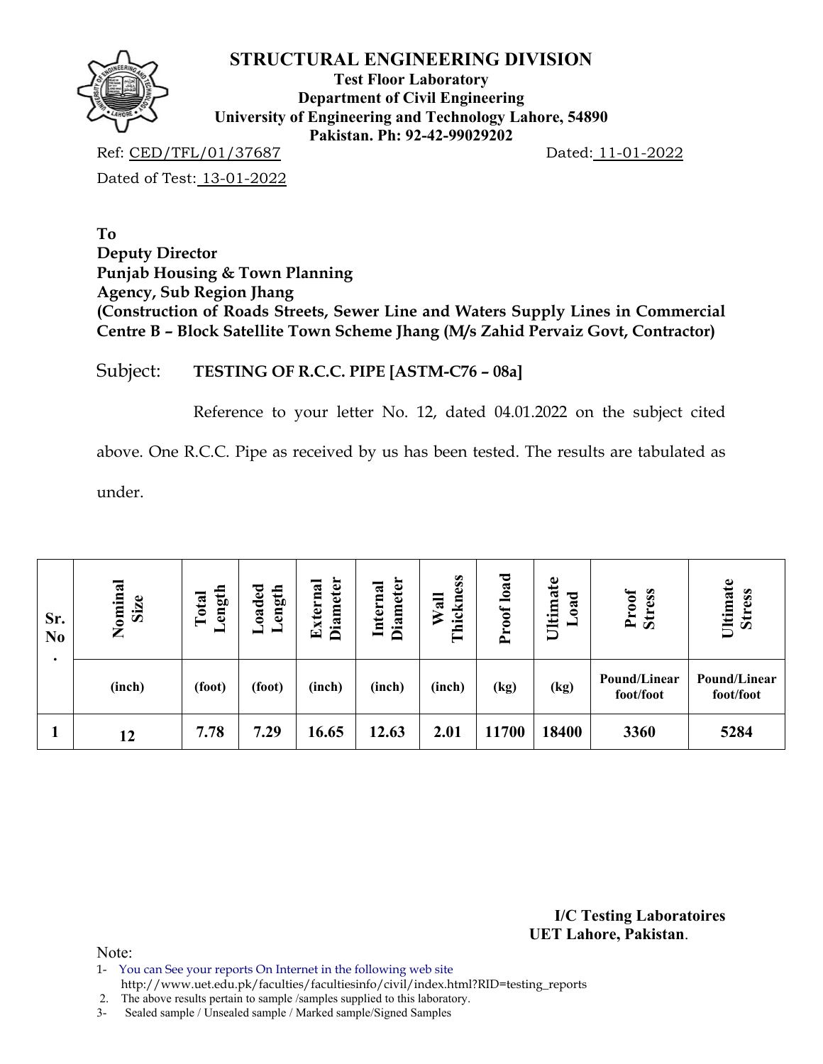# STRUCTURAL ENGINEERING DIVISION

**Test Floor Laboratory**
**Department of Civil Engineering**
**University of Engineering and Technology Lahore, 54890**
**Pakistan. Ph: 92-42-99029202**

Ref: CED/TFL/01/37687 Dated: 11-01-2022

Dated of Test: 13-01-2022

**To**
**Deputy Director**
**Punjab Housing & Town Planning**
**Agency, Sub Region Jhang**
**(Construction of Roads Streets, Sewer Line and Waters Supply Lines in Commercial Centre B – Block Satellite Town Scheme Jhang (M/s Zahid Pervaiz Govt, Contractor)**

Subject: **TESTING OF R.C.C. PIPE [ASTM-C76 – 08a]**

Reference to your letter No. 12, dated 04.01.2022 on the subject cited above. One R.C.C. Pipe as received by us has been tested. The results are tabulated as under.

| Sr. No. | Nominal Size | Total Length | Loaded Length | External Diameter | Internal Diameter | Wall Thickness | Proof load | Ultimate Load | Proof Stress | Ultimate Stress |
|---|---|---|---|---|---|---|---|---|---|---|
| | (inch) | (foot) | (foot) | (inch) | (inch) | (inch) | (kg) | (kg) | Pound/Linear foot/foot | Pound/Linear foot/foot |
| 1 | 12 | 7.78 | 7.29 | 16.65 | 12.63 | 2.01 | 11700 | 18400 | 3360 | 5284 |

**I/C Testing Laboratoires**
**UET Lahore, Pakistan**.

Note:

1- You can See your reports On Internet in the following web site http://www.uet.edu.pk/faculties/facultiesinfo/civil/index.html?RID=testing_reports
2. The above results pertain to sample /samples supplied to this laboratory.
3- Sealed sample / Unsealed sample / Marked sample/Signed Samples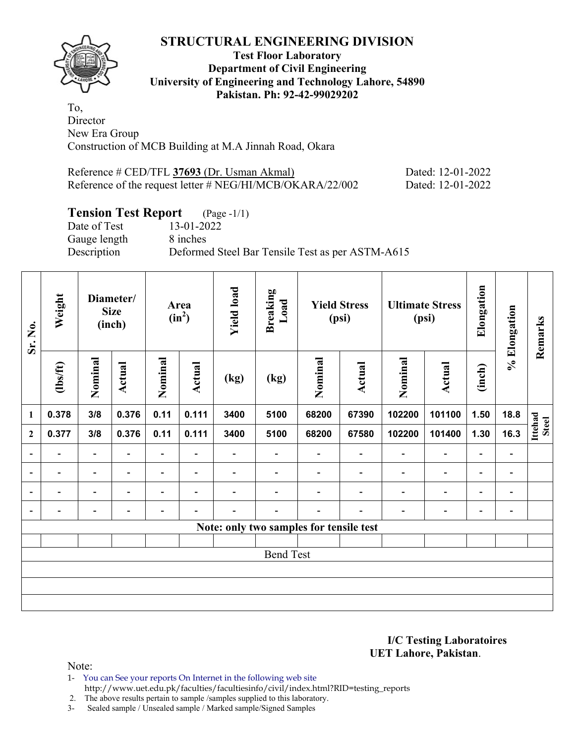# STRUCTURAL ENGINEERING DIVISION

**Test Floor Laboratory**
**Department of Civil Engineering**
**University of Engineering and Technology Lahore, 54890**
**Pakistan. Ph: 92-42-99029202**

To,
Director
New Era Group
Construction of MCB Building at M.A Jinnah Road, Okara

Reference # CED/TFL **37693** (Dr. Usman Akmal) Dated: 12-01-2022
Reference of the request letter # NEG/HI/MCB/OKARA/22/002 Dated: 12-01-2022

## Tension Test Report (Page -1/1)

Date of Test 13-01-2022
Gauge length 8 inches
Description Deformed Steel Bar Tensile Test as per ASTM-A615

| Sr. No. | Weight | Diameter/ Size (inch) | | Area ($in^2$) | | Yield load | Breaking Load | Yield Stress (psi) | | Ultimate Stress (psi) | | Elongation | % Elongation | Remarks |
|---|---|---|---|---|---|---|---|---|---|---|---|---|---|---|
| | (lbs/ft) | Nominal | Actual | Nominal | Actual | (kg) | (kg) | Nominal | Actual | Nominal | Actual | (inch) | | |
| 1 | 0.378 | 3/8 | 0.376 | 0.11 | 0.111 | 3400 | 5100 | 68200 | 67390 | 102200 | 101100 | 1.50 | 18.8 | Ittehad Steel |
| 2 | 0.377 | 3/8 | 0.376 | 0.11 | 0.111 | 3400 | 5100 | 68200 | 67580 | 102200 | 101400 | 1.30 | 16.3 | |
| - | - | - | - | - | - | - | - | - | - | - | - | - | - | |
| - | - | - | - | - | - | - | - | - | - | - | - | - | - | |
| - | - | - | - | - | - | - | - | - | - | - | - | - | - | |
| - | - | - | - | - | - | - | - | - | - | - | - | - | - | |
| Note: only two samples for tensile test | | | | | | | | | | | | | | |
| | | | | | | | | | | | | | | |
| Bend Test | | | | | | | | | | | | | | |
| | | | | | | | | | | | | | | |
| | | | | | | | | | | | | | | |
| | | | | | | | | | | | | | | |

**I/C Testing Laboratoires**
**UET Lahore, Pakistan.**

Note:
1- You can See your reports On Internet in the following web site
http://www.uet.edu.pk/faculties/facultiesinfo/civil/index.html?RID=testing_reports
2. The above results pertain to sample /samples supplied to this laboratory.
3- Sealed sample / Unsealed sample / Marked sample/Signed Samples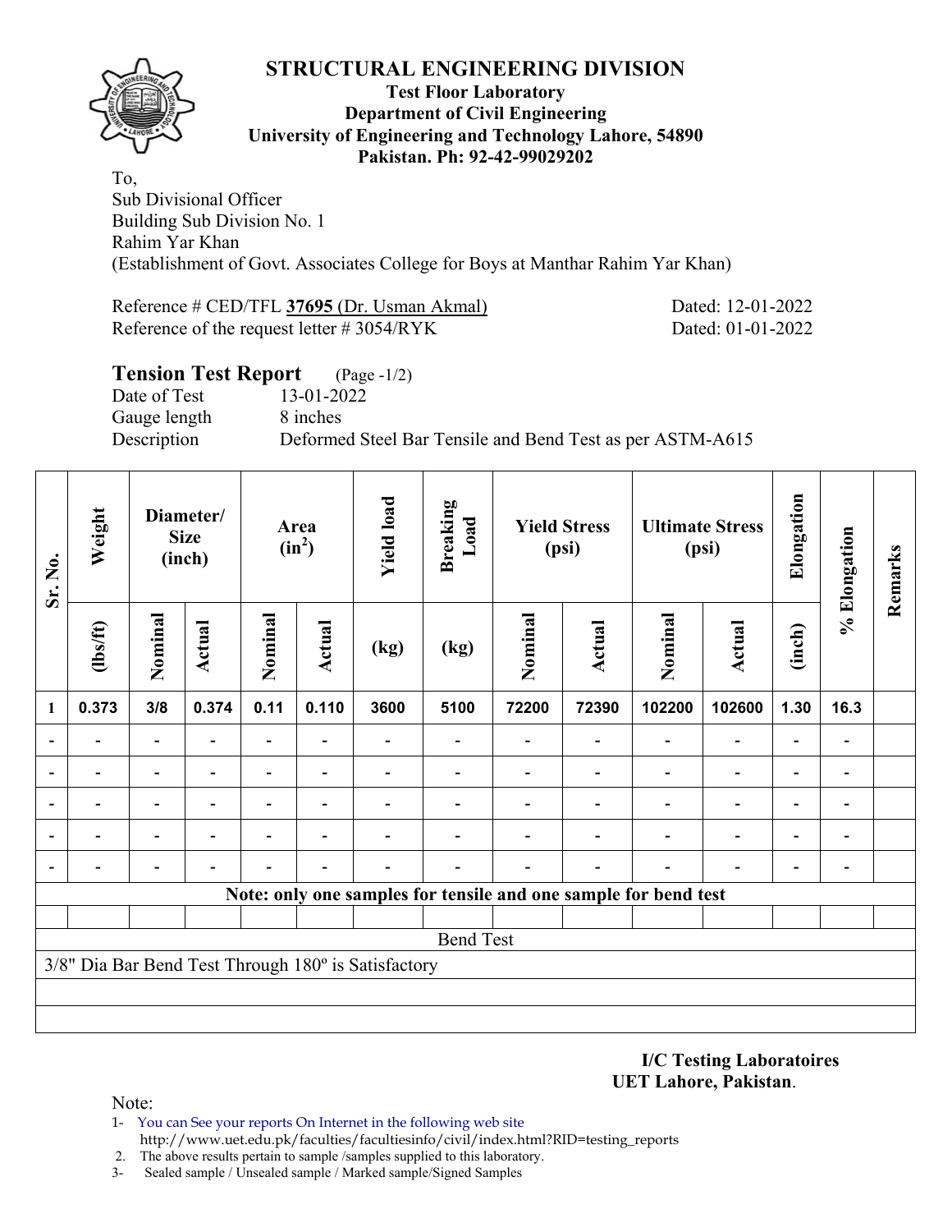# STRUCTURAL ENGINEERING DIVISION

**Test Floor Laboratory**
**Department of Civil Engineering**
**University of Engineering and Technology Lahore, 54890**
**Pakistan. Ph: 92-42-99029202**

To,
Sub Divisional Officer
Building Sub Division No. 1
Rahim Yar Khan
(Establishment of Govt. Associates College for Boys at Manthar Rahim Yar Khan)

Reference # CED/TFL **37695** (Dr. Usman Akmal) Dated: 12-01-2022
Reference of the request letter # 3054/RYK Dated: 01-01-2022

## Tension Test Report (Page -1/2)

Date of Test 13-01-2022
Gauge length 8 inches
Description Deformed Steel Bar Tensile and Bend Test as per ASTM-A615

| Sr. No. | Weight | Diameter/ Size (inch) | | Area ($in^2$) | | Yield load | Breaking Load | Yield Stress (psi) | | Ultimate Stress (psi) | | Elongation | % Elongation | Remarks |
|---|---|---|---|---|---|---|---|---|---|---|---|---|---|---|
| | (lbs/ft) | Nominal | Actual | Nominal | Actual | (kg) | (kg) | Nominal | Actual | Nominal | Actual | (inch) | | |
| **1** | **0.373** | **3/8** | **0.374** | **0.11** | **0.110** | **3600** | **5100** | **72200** | **72390** | **102200** | **102600** | **1.30** | **16.3** | |
| - | - | - | - | - | - | - | - | - | - | - | - | - | - | |
| - | - | - | - | - | - | - | - | - | - | - | - | - | - | |
| - | - | - | - | - | - | - | - | - | - | - | - | - | - | |
| - | - | - | - | - | - | - | - | - | - | - | - | - | - | |
| - | - | - | - | - | - | - | - | - | - | - | - | - | - | |
| **Note: only one samples for tensile and one sample for bend test** | | | | | | | | | | | | | | |
| | | | | | | | | | | | | | | |
| Bend Test | | | | | | | | | | | | | | |
| 3/8" Dia Bar Bend Test Through 180º is Satisfactory | | | | | | | | | | | | | | |

**I/C Testing Laboratoires**
**UET Lahore, Pakistan**.

Note:
1- You can See your reports On Internet in the following web site
http://www.uet.edu.pk/faculties/facultiesinfo/civil/index.html?RID=testing_reports
2. The above results pertain to sample /samples supplied to this laboratory.
3- Sealed sample / Unsealed sample / Marked sample/Signed Samples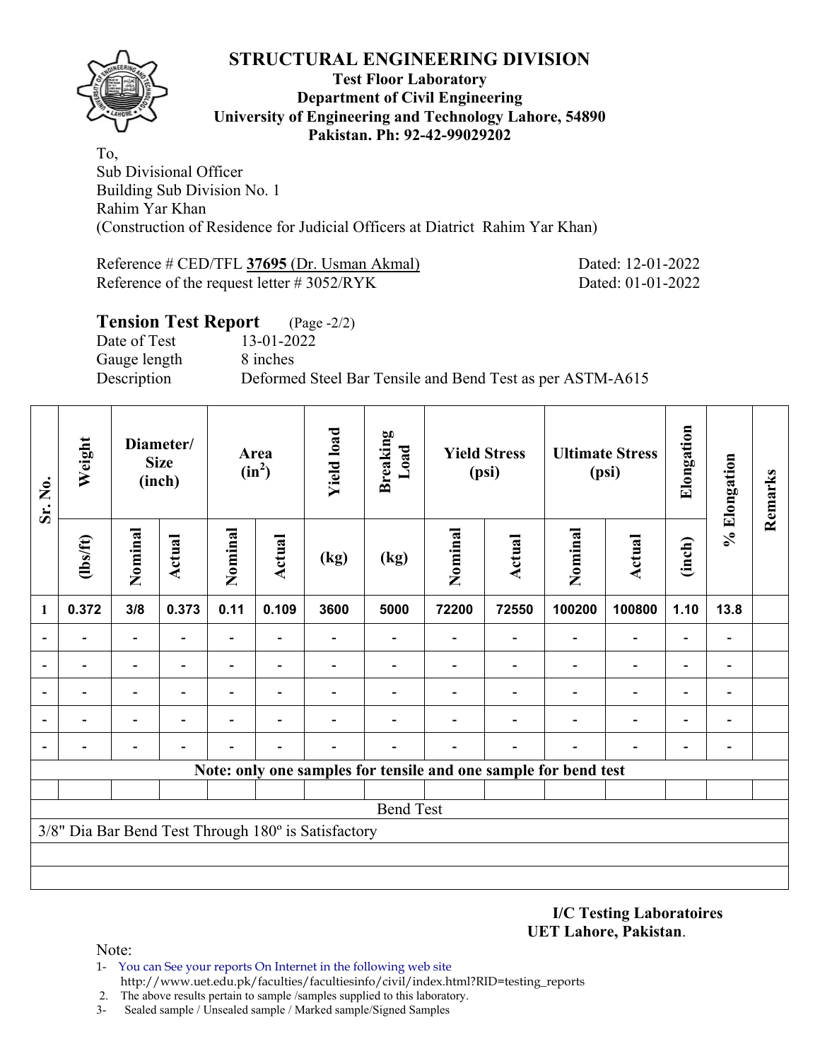# STRUCTURAL ENGINEERING DIVISION

**Test Floor Laboratory**
**Department of Civil Engineering**
**University of Engineering and Technology Lahore, 54890**
**Pakistan. Ph: 92-42-99029202**

To,
Sub Divisional Officer
Building Sub Division No. 1
Rahim Yar Khan
(Construction of Residence for Judicial Officers at Diatrict Rahim Yar Khan)

Reference # CED/TFL **37695** (Dr. Usman Akmal) Dated: 12-01-2022
Reference of the request letter # 3052/RYK Dated: 01-01-2022

## Tension Test Report (Page -2/2)

Date of Test 13-01-2022
Gauge length 8 inches
Description Deformed Steel Bar Tensile and Bend Test as per ASTM-A615

| Sr. No. | Weight | Diameter/ Size (inch) | | Area ($in^2$) | | Yield load | Breaking Load | Yield Stress (psi) | | Ultimate Stress (psi) | | Elongation | % Elongation | Remarks |
|---|---|---|---|---|---|---|---|---|---|---|---|---|---|---|
| | (lbs/ft) | Nominal | Actual | Nominal | Actual | (kg) | (kg) | Nominal | Actual | Nominal | Actual | (inch) | | |
| 1 | 0.372 | 3/8 | 0.373 | 0.11 | 0.109 | 3600 | 5000 | 72200 | 72550 | 100200 | 100800 | 1.10 | 13.8 | |
| - | - | - | - | - | - | - | - | - | - | - | - | - | - | |
| - | - | - | - | - | - | - | - | - | - | - | - | - | - | |
| - | - | - | - | - | - | - | - | - | - | - | - | - | - | |
| - | - | - | - | - | - | - | - | - | - | - | - | - | - | |
| - | - | - | - | - | - | - | - | - | - | - | - | - | - | |
| **Note: only one samples for tensile and one sample for bend test** | | | | | | | | | | | | | | |
| | | | | | | | | | | | | | | |
| Bend Test | | | | | | | | | | | | | | |
| 3/8" Dia Bar Bend Test Through 180º is Satisfactory | | | | | | | | | | | | | | |

**I/C Testing Laboratoires**
**UET Lahore, Pakistan**.

Note:
1- You can See your reports On Internet in the following web site
http://www.uet.edu.pk/faculties/facultiesinfo/civil/index.html?RID=testing_reports
2. The above results pertain to sample /samples supplied to this laboratory.
3- Sealed sample / Unsealed sample / Marked sample/Signed Samples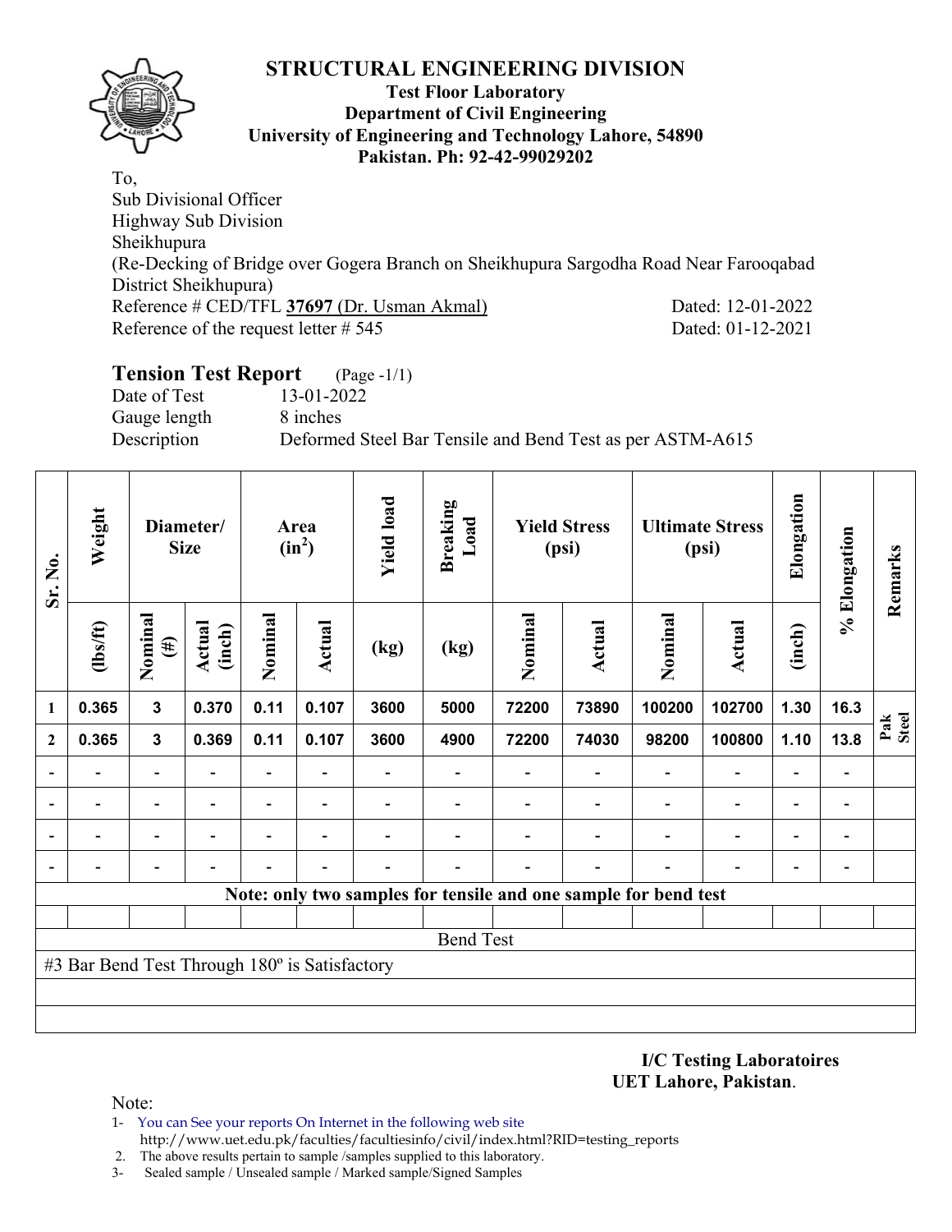# STRUCTURAL ENGINEERING DIVISION

**Test Floor Laboratory**
**Department of Civil Engineering**
**University of Engineering and Technology Lahore, 54890**
**Pakistan. Ph: 92-42-99029202**

To,
Sub Divisional Officer
Highway Sub Division
Sheikhupura
(Re-Decking of Bridge over Gogera Branch on Sheikhupura Sargodha Road Near Farooqabad District Sheikhupura)

Reference # CED/TFL **37697** (Dr. Usman Akmal) Dated: 12-01-2022
Reference of the request letter # 545 Dated: 01-12-2021

## Tension Test Report (Page -1/1)

Date of Test 13-01-2022
Gauge length 8 inches
Description Deformed Steel Bar Tensile and Bend Test as per ASTM-A615

| Sr. No. | Weight | Diameter/ Size | | Area ($in^2$) | | Yield load | Breaking Load | Yield Stress (psi) | | Ultimate Stress (psi) | | Elongation | % Elongation | Remarks |
|---|---|---|---|---|---|---|---|---|---|---|---|---|---|---|
| | (lbs/ft) | Nominal (#) | Actual (inch) | Nominal | Actual | (kg) | (kg) | Nominal | Actual | Nominal | Actual | (inch) | | |
| 1 | 0.365 | 3 | 0.370 | 0.11 | 0.107 | 3600 | 5000 | 72200 | 73890 | 100200 | 102700 | 1.30 | 16.3 | Pak Steel |
| 2 | 0.365 | 3 | 0.369 | 0.11 | 0.107 | 3600 | 4900 | 72200 | 74030 | 98200 | 100800 | 1.10 | 13.8 | |
| - | - | - | - | - | - | - | - | - | - | - | - | - | - | |
| - | - | - | - | - | - | - | - | - | - | - | - | - | - | |
| - | - | - | - | - | - | - | - | - | - | - | - | - | - | |
| - | - | - | - | - | - | - | - | - | - | - | - | - | - | |

**Note: only two samples for tensile and one sample for bend test**

Bend Test

#3 Bar Bend Test Through 180º is Satisfactory

**I/C Testing Laboratoires**
**UET Lahore, Pakistan**.

Note:
1- You can See your reports On Internet in the following web site
http://www.uet.edu.pk/faculties/facultiesinfo/civil/index.html?RID=testing_reports
2. The above results pertain to sample /samples supplied to this laboratory.
3- Sealed sample / Unsealed sample / Marked sample/Signed Samples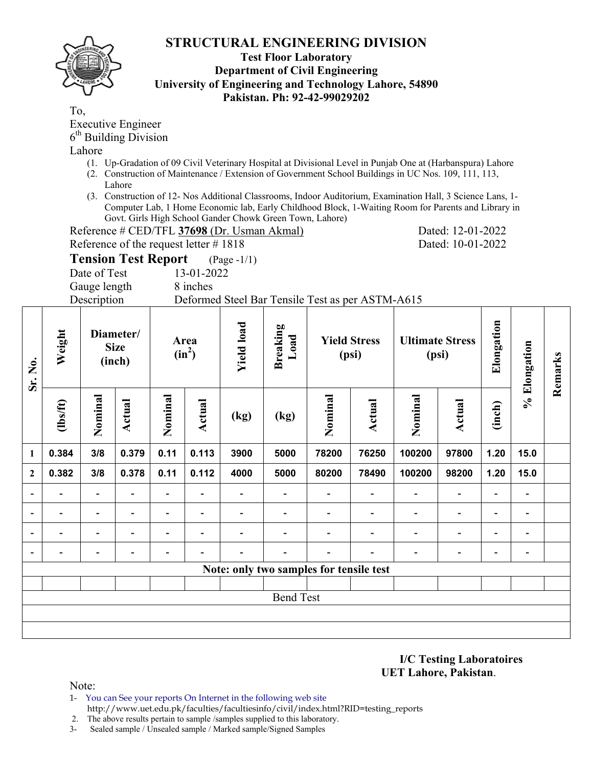# STRUCTURAL ENGINEERING DIVISION

**Test Floor Laboratory**
**Department of Civil Engineering**
**University of Engineering and Technology Lahore, 54890**
**Pakistan. Ph: 92-42-99029202**

To,
Executive Engineer
6th Building Division
Lahore

(1. Up-Gradation of 09 Civil Veterinary Hospital at Divisional Level in Punjab One at (Harbanspura) Lahore
(2. Construction of Maintenance / Extension of Government School Buildings in UC Nos. 109, 111, 113, Lahore
(3. Construction of 12- Nos Additional Classrooms, Indoor Auditorium, Examination Hall, 3 Science Lans, 1-Computer Lab, 1 Home Economic lab, Early Childhood Block, 1-Waiting Room for Parents and Library in Govt. Girls High School Gander Chowk Green Town, Lahore)

Reference # CED/TFL **37698** (Dr. Usman Akmal) Dated: 12-01-2022
Reference of the request letter # 1818 Dated: 10-01-2022

## Tension Test Report (Page -1/1)

Date of Test 13-01-2022
Gauge length 8 inches
Description Deformed Steel Bar Tensile Test as per ASTM-A615

| Sr. No. | Weight | Diameter/ Size (inch) | | Area (in²) | | Yield load | Breaking Load | Yield Stress (psi) | | Ultimate Stress (psi) | | Elongation | % Elongation | Remarks |
|---|---|---|---|---|---|---|---|---|---|---|---|---|---|---|
| | (lbs/ft) | Nominal | Actual | Nominal | Actual | (kg) | (kg) | Nominal | Actual | Nominal | Actual | (inch) | | |
| 1 | 0.384 | 3/8 | 0.379 | 0.11 | 0.113 | 3900 | 5000 | 78200 | 76250 | 100200 | 97800 | 1.20 | 15.0 | |
| 2 | 0.382 | 3/8 | 0.378 | 0.11 | 0.112 | 4000 | 5000 | 80200 | 78490 | 100200 | 98200 | 1.20 | 15.0 | |
| - | - | - | - | - | - | - | - | - | - | - | - | - | - | |
| - | - | - | - | - | - | - | - | - | - | - | - | - | - | |
| - | - | - | - | - | - | - | - | - | - | - | - | - | - | |
| - | - | - | - | - | - | - | - | - | - | - | - | - | - | |
| **Note: only two samples for tensile test** | | | | | | | | | | | | | | |
| | | | | | | | | | | | | | | |
| Bend Test | | | | | | | | | | | | | | |

**I/C Testing Laboratoires**
**UET Lahore, Pakistan.**

Note:
1- You can See your reports On Internet in the following web site
http://www.uet.edu.pk/faculties/facultiesinfo/civil/index.html?RID=testing_reports
2. The above results pertain to sample /samples supplied to this laboratory.
3- Sealed sample / Unsealed sample / Marked sample/Signed Samples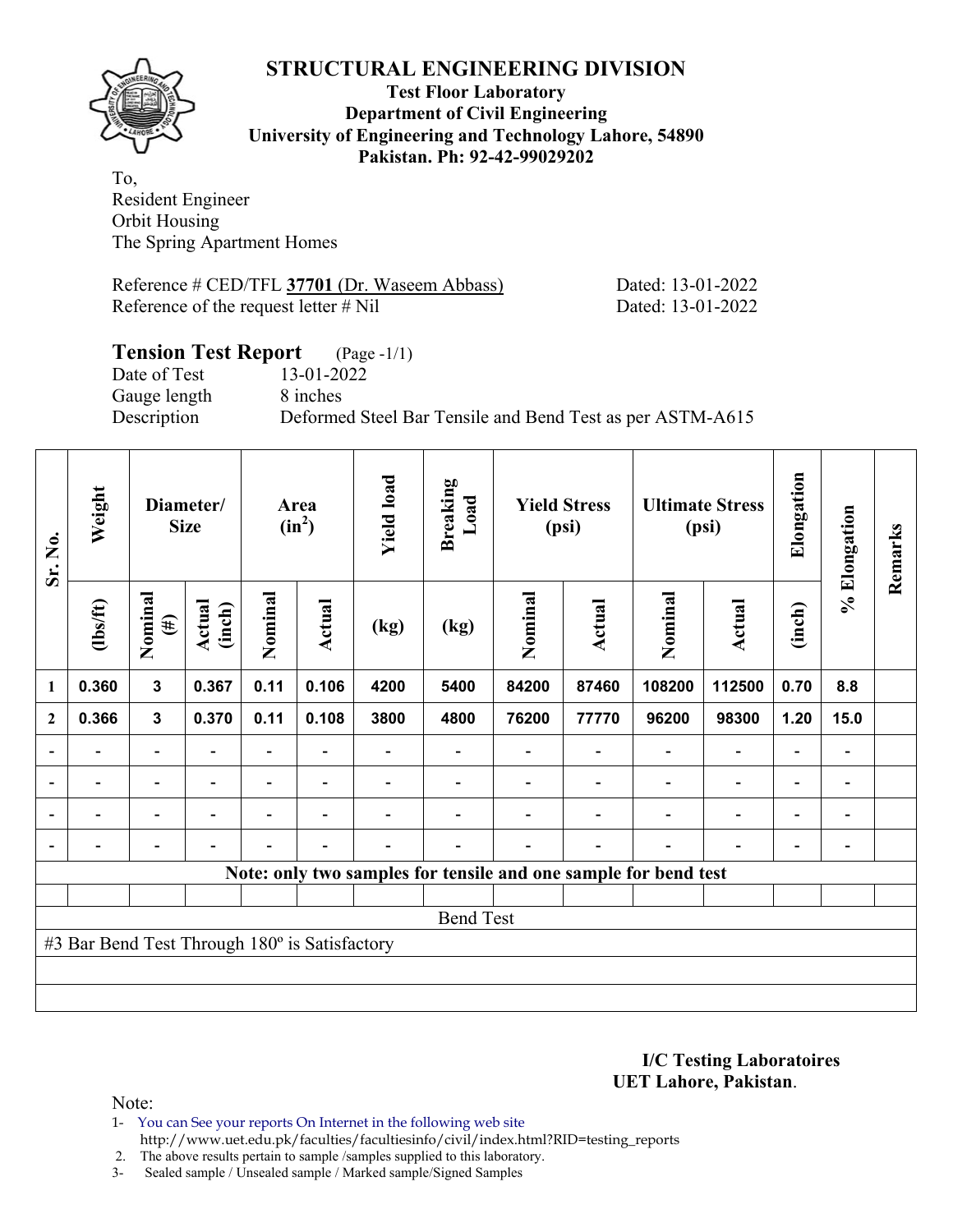# STRUCTURAL ENGINEERING DIVISION

**Test Floor Laboratory**
**Department of Civil Engineering**
**University of Engineering and Technology Lahore, 54890**
**Pakistan. Ph: 92-42-99029202**

To,
Resident Engineer
Orbit Housing
The Spring Apartment Homes

Reference # CED/TFL **37701** (Dr. Waseem Abbass) Dated: 13-01-2022
Reference of the request letter # Nil Dated: 13-01-2022

## Tension Test Report (Page -1/1)

Date of Test 13-01-2022
Gauge length 8 inches
Description Deformed Steel Bar Tensile and Bend Test as per ASTM-A615

| Sr. No. | Weight | Diameter/ Size | | Area ($in^2$) | | Yield load | Breaking Load | Yield Stress (psi) | | Ultimate Stress (psi) | | Elongation | % Elongation | Remarks |
|---|---|---|---|---|---|---|---|---|---|---|---|---|---|---|
| | (lbs/ft) | Nominal (#) | Actual (inch) | Nominal | Actual | (kg) | (kg) | Nominal | Actual | Nominal | Actual | (inch) | | |
| 1 | 0.360 | 3 | 0.367 | 0.11 | 0.106 | 4200 | 5400 | 84200 | 87460 | 108200 | 112500 | 0.70 | 8.8 | |
| 2 | 0.366 | 3 | 0.370 | 0.11 | 0.108 | 3800 | 4800 | 76200 | 77770 | 96200 | 98300 | 1.20 | 15.0 | |
| - | - | - | - | - | - | - | - | - | - | - | - | - | - | |
| - | - | - | - | - | - | - | - | - | - | - | - | - | - | |
| - | - | - | - | - | - | - | - | - | - | - | - | - | - | |
| - | - | - | - | - | - | - | - | - | - | - | - | - | - | |

**Note: only two samples for tensile and one sample for bend test**

Bend Test

#3 Bar Bend Test Through 180º is Satisfactory

**I/C Testing Laboratoires**
**UET Lahore, Pakistan**.

Note:
1- You can See your reports On Internet in the following web site
http://www.uet.edu.pk/faculties/facultiesinfo/civil/index.html?RID=testing_reports
2. The above results pertain to sample /samples supplied to this laboratory.
3- Sealed sample / Unsealed sample / Marked sample/Signed Samples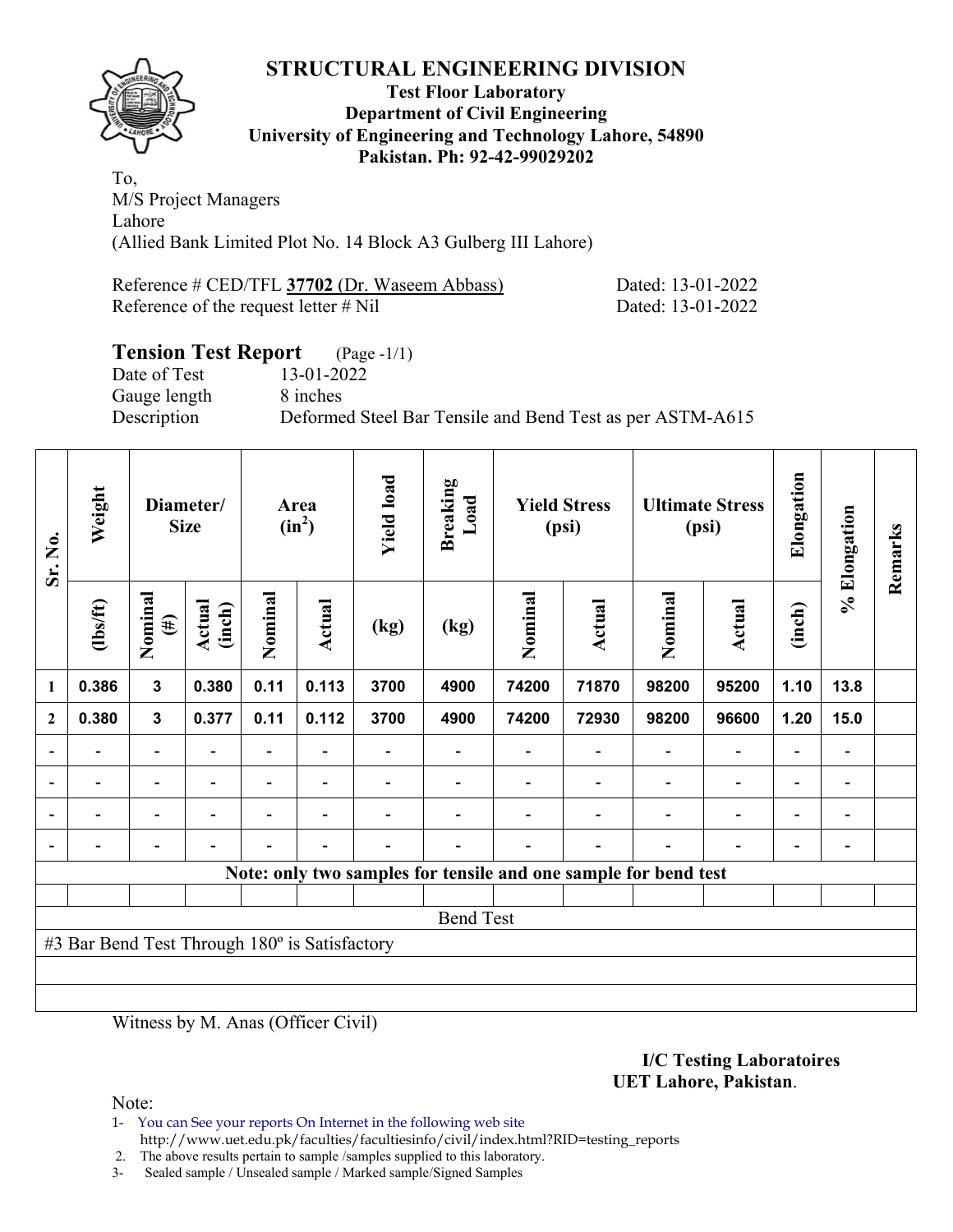# STRUCTURAL ENGINEERING DIVISION

**Test Floor Laboratory**
**Department of Civil Engineering**
**University of Engineering and Technology Lahore, 54890**
**Pakistan. Ph: 92-42-99029202**

To,
M/S Project Managers
Lahore
(Allied Bank Limited Plot No. 14 Block A3 Gulberg III Lahore)

Reference # CED/TFL **37702** (Dr. Waseem Abbass) Dated: 13-01-2022
Reference of the request letter # Nil Dated: 13-01-2022

**Tension Test Report** (Page -1/1)

Date of Test 13-01-2022
Gauge length 8 inches
Description Deformed Steel Bar Tensile and Bend Test as per ASTM-A615

| Sr. No. | Weight | Diameter/ Size | | Area ($in^2$) | | Yield load | Breaking Load | Yield Stress (psi) | | Ultimate Stress (psi) | | Elongation | % Elongation | Remarks |
|---|---|---|---|---|---|---|---|---|---|---|---|---|---|---|
| | (lbs/ft) | Nominal (#) | Actual (inch) | Nominal | Actual | (kg) | (kg) | Nominal | Actual | Nominal | Actual | (inch) | | |
| 1 | 0.386 | 3 | 0.380 | 0.11 | 0.113 | 3700 | 4900 | 74200 | 71870 | 98200 | 95200 | 1.10 | 13.8 | |
| 2 | 0.380 | 3 | 0.377 | 0.11 | 0.112 | 3700 | 4900 | 74200 | 72930 | 98200 | 96600 | 1.20 | 15.0 | |
| - | - | - | - | - | - | - | - | - | - | - | - | - | - | |
| - | - | - | - | - | - | - | - | - | - | - | - | - | - | |
| - | - | - | - | - | - | - | - | - | - | - | - | - | - | |
| - | - | - | - | - | - | - | - | - | - | - | - | - | - | |
| **Note: only two samples for tensile and one sample for bend test** | | | | | | | | | | | | | | |
| | | | | | | | | | | | | | | |
| Bend Test | | | | | | | | | | | | | | |
| #3 Bar Bend Test Through 180º is Satisfactory | | | | | | | | | | | | | | |

Witness by M. Anas (Officer Civil)

**I/C Testing Laboratoires**
**UET Lahore, Pakistan**.

Note:

1- You can See your reports On Internet in the following web site
http://www.uet.edu.pk/faculties/facultiesinfo/civil/index.html?RID=testing_reports
2. The above results pertain to sample /samples supplied to this laboratory.
3- Sealed sample / Unsealed sample / Marked sample/Signed Samples